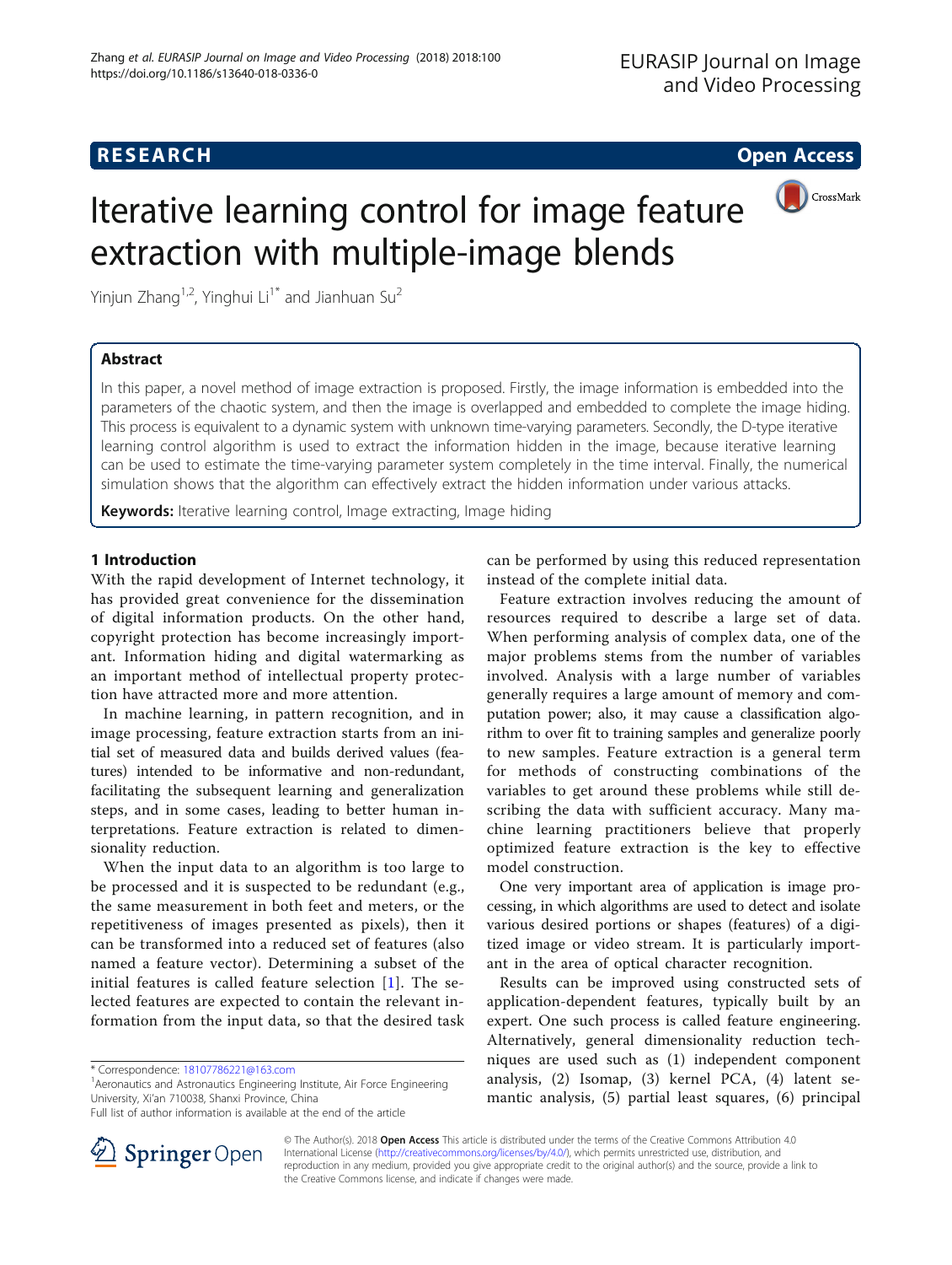# Iterative learning control for image feature extraction with multiple-image blends

Yinjun Zhang[1,2], Yinghui Li[1*] and Jianhuan Su[2]

## Abstract

In this paper, a novel method of image extraction is proposed. Firstly, the image information is embedded into the parameters of the chaotic system, and then the image is overlapped and embedded to complete the image hiding. This process is equivalent to a dynamic system with unknown time-varying parameters. Secondly, the D-type iterative learning control algorithm is used to extract the information hidden in the image, because iterative learning can be used to estimate the time-varying parameter system completely in the time interval. Finally, the numerical simulation shows that the algorithm can effectively extract the hidden information under various attacks.

**Keywords:** Iterative learning control, Image extracting, Image hiding

## 1 Introduction

With the rapid development of Internet technology, it has provided great convenience for the dissemination of digital information products. On the other hand, copyright protection has become increasingly important. Information hiding and digital watermarking as an important method of intellectual property protection have attracted more and more attention.

In machine learning, in pattern recognition, and in image processing, feature extraction starts from an initial set of measured data and builds derived values (features) intended to be informative and non-redundant, facilitating the subsequent learning and generalization steps, and in some cases, leading to better human interpretations. Feature extraction is related to dimensionality reduction.

When the input data to an algorithm is too large to be processed and it is suspected to be redundant (e.g., the same measurement in both feet and meters, or the repetitiveness of images presented as pixels), then it can be transformed into a reduced set of features (also named a feature vector). Determining a subset of the initial features is called feature selection [1]. The selected features are expected to contain the relevant information from the input data, so that the desired task can be performed by using this reduced representation instead of the complete initial data.

Feature extraction involves reducing the amount of resources required to describe a large set of data. When performing analysis of complex data, one of the major problems stems from the number of variables involved. Analysis with a large number of variables generally requires a large amount of memory and computation power; also, it may cause a classification algorithm to over fit to training samples and generalize poorly to new samples. Feature extraction is a general term for methods of constructing combinations of the variables to get around these problems while still describing the data with sufficient accuracy. Many machine learning practitioners believe that properly optimized feature extraction is the key to effective model construction.

One very important area of application is image processing, in which algorithms are used to detect and isolate various desired portions or shapes (features) of a digitized image or video stream. It is particularly important in the area of optical character recognition.

Results can be improved using constructed sets of application-dependent features, typically built by an expert. One such process is called feature engineering. Alternatively, general dimensionality reduction techniques are used such as (1) independent component analysis, (2) Isomap, (3) kernel PCA, (4) latent semantic analysis, (5) partial least squares, (6) principal

* Correspondence: 18107786221@163.com
[1] Aeronautics and Astronautics Engineering Institute, Air Force Engineering University, Xi'an 710038, Shanxi Province, China
Full list of author information is available at the end of the article

© The Author(s). 2018 **Open Access** This article is distributed under the terms of the Creative Commons Attribution 4.0 International License (http://creativecommons.org/licenses/by/4.0/), which permits unrestricted use, distribution, and reproduction in any medium, provided you give appropriate credit to the original author(s) and the source, provide a link to the Creative Commons license, and indicate if changes were made.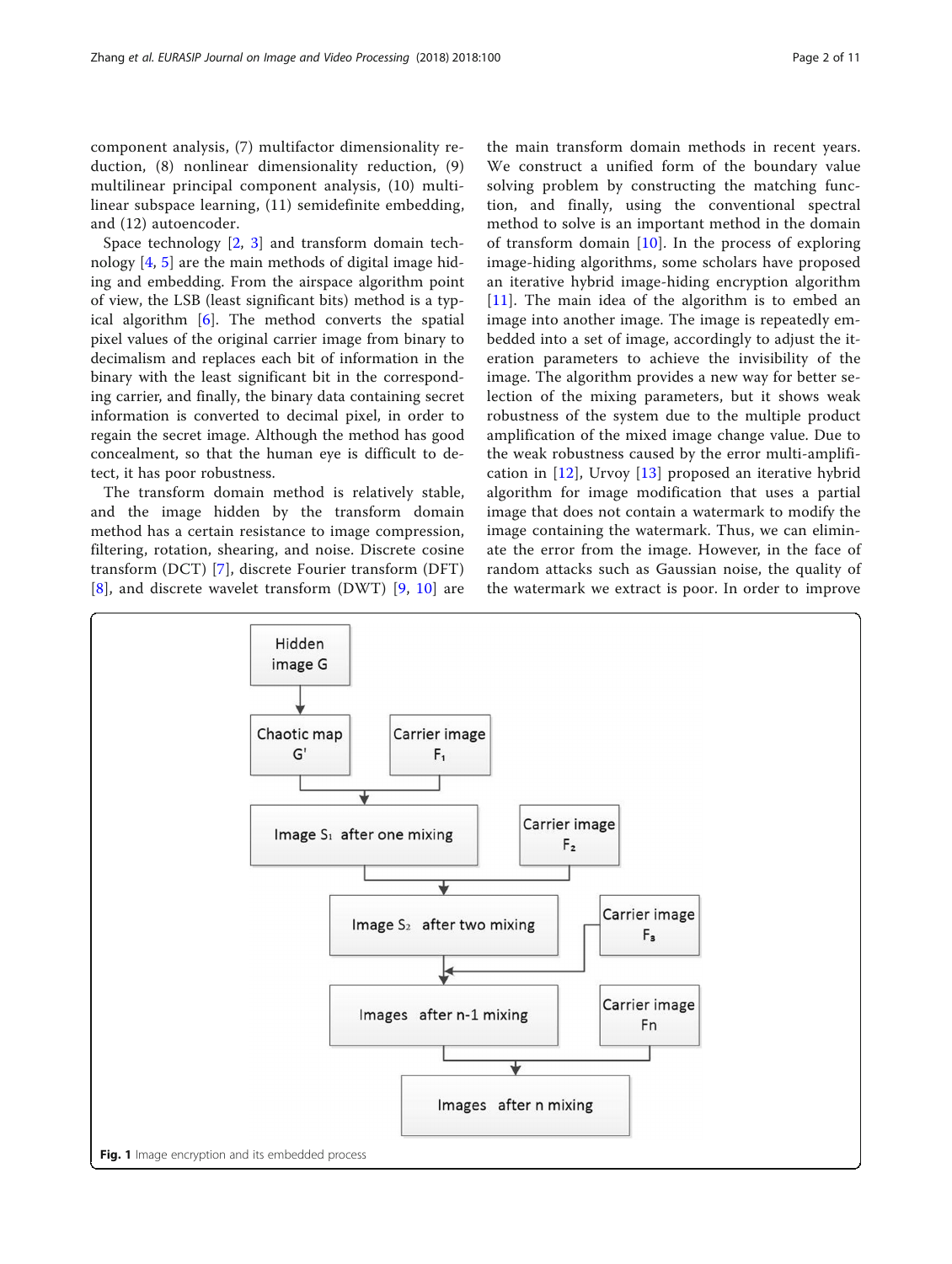component analysis, (7) multifactor dimensionality reduction, (8) nonlinear dimensionality reduction, (9) multilinear principal component analysis, (10) multilinear subspace learning, (11) semidefinite embedding, and (12) autoencoder.

Space technology [2, 3] and transform domain technology [4, 5] are the main methods of digital image hiding and embedding. From the airspace algorithm point of view, the LSB (least significant bits) method is a typical algorithm [6]. The method converts the spatial pixel values of the original carrier image from binary to decimalism and replaces each bit of information in the binary with the least significant bit in the corresponding carrier, and finally, the binary data containing secret information is converted to decimal pixel, in order to regain the secret image. Although the method has good concealment, so that the human eye is difficult to detect, it has poor robustness.

The transform domain method is relatively stable, and the image hidden by the transform domain method has a certain resistance to image compression, filtering, rotation, shearing, and noise. Discrete cosine transform (DCT) [7], discrete Fourier transform (DFT) [8], and discrete wavelet transform (DWT) [9, 10] are the main transform domain methods in recent years. We construct a unified form of the boundary value solving problem by constructing the matching function, and finally, using the conventional spectral method to solve is an important method in the domain of transform domain [10]. In the process of exploring image-hiding algorithms, some scholars have proposed an iterative hybrid image-hiding encryption algorithm [11]. The main idea of the algorithm is to embed an image into another image. The image is repeatedly embedded into a set of image, accordingly to adjust the iteration parameters to achieve the invisibility of the image. The algorithm provides a new way for better selection of the mixing parameters, but it shows weak robustness of the system due to the multiple product amplification of the mixed image change value. Due to the weak robustness caused by the error multi-amplification in [12], Urvoy [13] proposed an iterative hybrid algorithm for image modification that uses a partial image that does not contain a watermark to modify the image containing the watermark. Thus, we can eliminate the error from the image. However, in the face of random attacks such as Gaussian noise, the quality of the watermark we extract is poor. In order to improve

**Fig. 1** Image encryption and its embedded process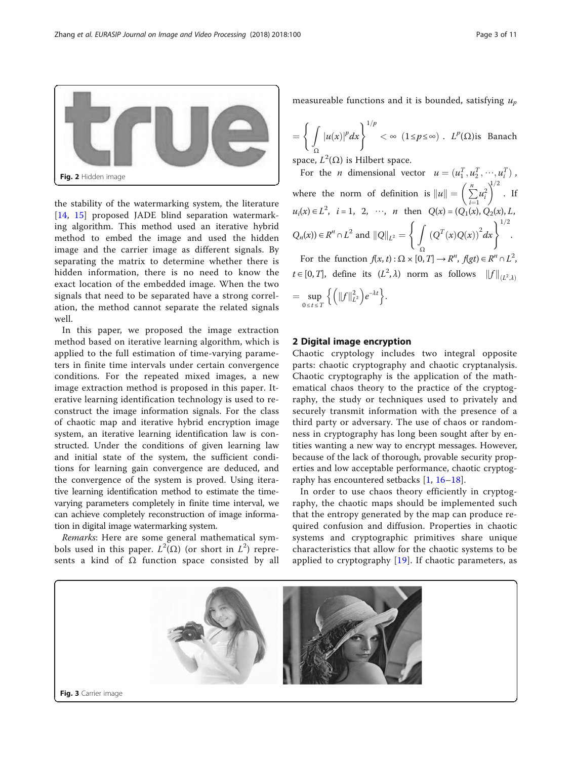Fig. 2 Hidden image

the stability of the watermarking system, the literature [14, 15] proposed JADE blind separation watermarking algorithm. This method used an iterative hybrid method to embed the image and used the hidden image and the carrier image as different signals. By separating the matrix to determine whether there is hidden information, there is no need to know the exact location of the embedded image. When the two signals that need to be separated have a strong correlation, the method cannot separate the related signals well.

In this paper, we proposed the image extraction method based on iterative learning algorithm, which is applied to the full estimation of time-varying parameters in finite time intervals under certain convergence conditions. For the repeated mixed images, a new image extraction method is proposed in this paper. Iterative learning identification technology is used to reconstruct the image information signals. For the class of chaotic map and iterative hybrid encryption image system, an iterative learning identification law is constructed. Under the conditions of given learning law and initial state of the system, the sufficient conditions for learning gain convergence are deduced, and the convergence of the system is proved. Using iterative learning identification method to estimate the time-varying parameters completely in finite time interval, we can achieve completely reconstruction of image information in digital image watermarking system.

*Remarks*: Here are some general mathematical symbols used in this paper. $L^2(\Omega)$ (or short in $L^2$) represents a kind of $\Omega$ function space consisted by all measureable functions and it is bounded, satisfying $u_p = \left\{ \int_\Omega |u(x)|^p dx \right\}^{1/p} < \infty \ (1 \le p \le \infty)$ . $L^p(\Omega)$is Banach space, $L^2(\Omega)$ is Hilbert space.

For the $n$ dimensional vector $u = (u_1^T, u_2^T, \cdots, u_i^T)$, where the norm of definition is $\|u\| = \left( \sum_{i=1}^n u_i^2 \right)^{1/2}$. If $u_i(x) \in L^2, \ i = 1, \ 2, \ \cdots, \ n$ then $Q(x) = (Q_1(x), Q_2(x), L, Q_n(x)) \in R^n \cap L^2$ and $\|Q\|_{L^2} = \left\{ \int_\Omega \left(Q^T(x)Q(x)\right)^2 dx \right\}^{1/2}$.

For the function $f(x, t) : \Omega \times [0, T] \to R^n$, $f(gt) \in R^n \cap L^2$, $t \in [0, T]$, define its $(L^2, \lambda)$ norm as follows $\|f\|_{(L^2,\lambda)} = \sup_{0 \le t \le T} \left\{ \left( \|f\|_{L^2}^2 \right) e^{-\lambda t} \right\}$.

## 2 Digital image encryption

Chaotic cryptology includes two integral opposite parts: chaotic cryptography and chaotic cryptanalysis. Chaotic cryptography is the application of the mathematical chaos theory to the practice of the cryptography, the study or techniques used to privately and securely transmit information with the presence of a third party or adversary. The use of chaos or randomness in cryptography has long been sought after by entities wanting a new way to encrypt messages. However, because of the lack of thorough, provable security properties and low acceptable performance, chaotic cryptography has encountered setbacks [1, 16–18].

In order to use chaos theory efficiently in cryptography, the chaotic maps should be implemented such that the entropy generated by the map can produce required confusion and diffusion. Properties in chaotic systems and cryptographic primitives share unique characteristics that allow for the chaotic systems to be applied to cryptography [19]. If chaotic parameters, as

Fig. 3 Carrier image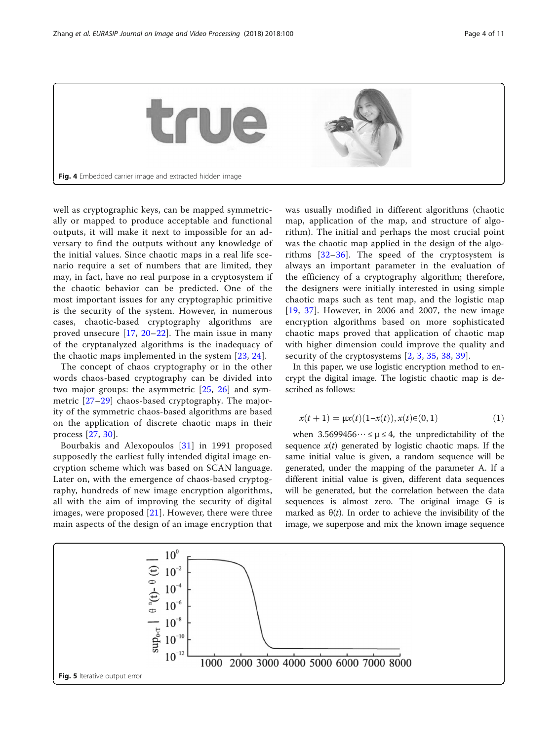Fig. 4 Embedded carrier image and extracted hidden image

well as cryptographic keys, can be mapped symmetrically or mapped to produce acceptable and functional outputs, it will make it next to impossible for an adversary to find the outputs without any knowledge of the initial values. Since chaotic maps in a real life scenario require a set of numbers that are limited, they may, in fact, have no real purpose in a cryptosystem if the chaotic behavior can be predicted. One of the most important issues for any cryptographic primitive is the security of the system. However, in numerous cases, chaotic-based cryptography algorithms are proved unsecure [17, 20–22]. The main issue in many of the cryptanalyzed algorithms is the inadequacy of the chaotic maps implemented in the system [23, 24].

The concept of chaos cryptography or in the other words chaos-based cryptography can be divided into two major groups: the asymmetric [25, 26] and symmetric [27–29] chaos-based cryptography. The majority of the symmetric chaos-based algorithms are based on the application of discrete chaotic maps in their process [27, 30].

Bourbakis and Alexopoulos [31] in 1991 proposed supposedly the earliest fully intended digital image encryption scheme which was based on SCAN language. Later on, with the emergence of chaos-based cryptography, hundreds of new image encryption algorithms, all with the aim of improving the security of digital images, were proposed [21]. However, there were three main aspects of the design of an image encryption that was usually modified in different algorithms (chaotic map, application of the map, and structure of algorithm). The initial and perhaps the most crucial point was the chaotic map applied in the design of the algorithms [32–36]. The speed of the cryptosystem is always an important parameter in the evaluation of the efficiency of a cryptography algorithm; therefore, the designers were initially interested in using simple chaotic maps such as tent map, and the logistic map [19, 37]. However, in 2006 and 2007, the new image encryption algorithms based on more sophisticated chaotic maps proved that application of chaotic map with higher dimension could improve the quality and security of the cryptosystems [2, 3, 35, 38, 39].

In this paper, we use logistic encryption method to encrypt the digital image. The logistic chaotic map is described as follows:

$$x(t+1) = \mu x(t)(1-x(t)), x(t) \in (0,1) \tag{1}$$

when $3.5699456 \cdots \leq \mu \leq 4$, the unpredictability of the sequence $x(t)$ generated by logistic chaotic maps. If the same initial value is given, a random sequence will be generated, under the mapping of the parameter A. If a different initial value is given, different data sequences will be generated, but the correlation between the data sequences is almost zero. The original image G is marked as $\theta(t)$. In order to achieve the invisibility of the image, we superpose and mix the known image sequence

Fig. 5 Iterative output error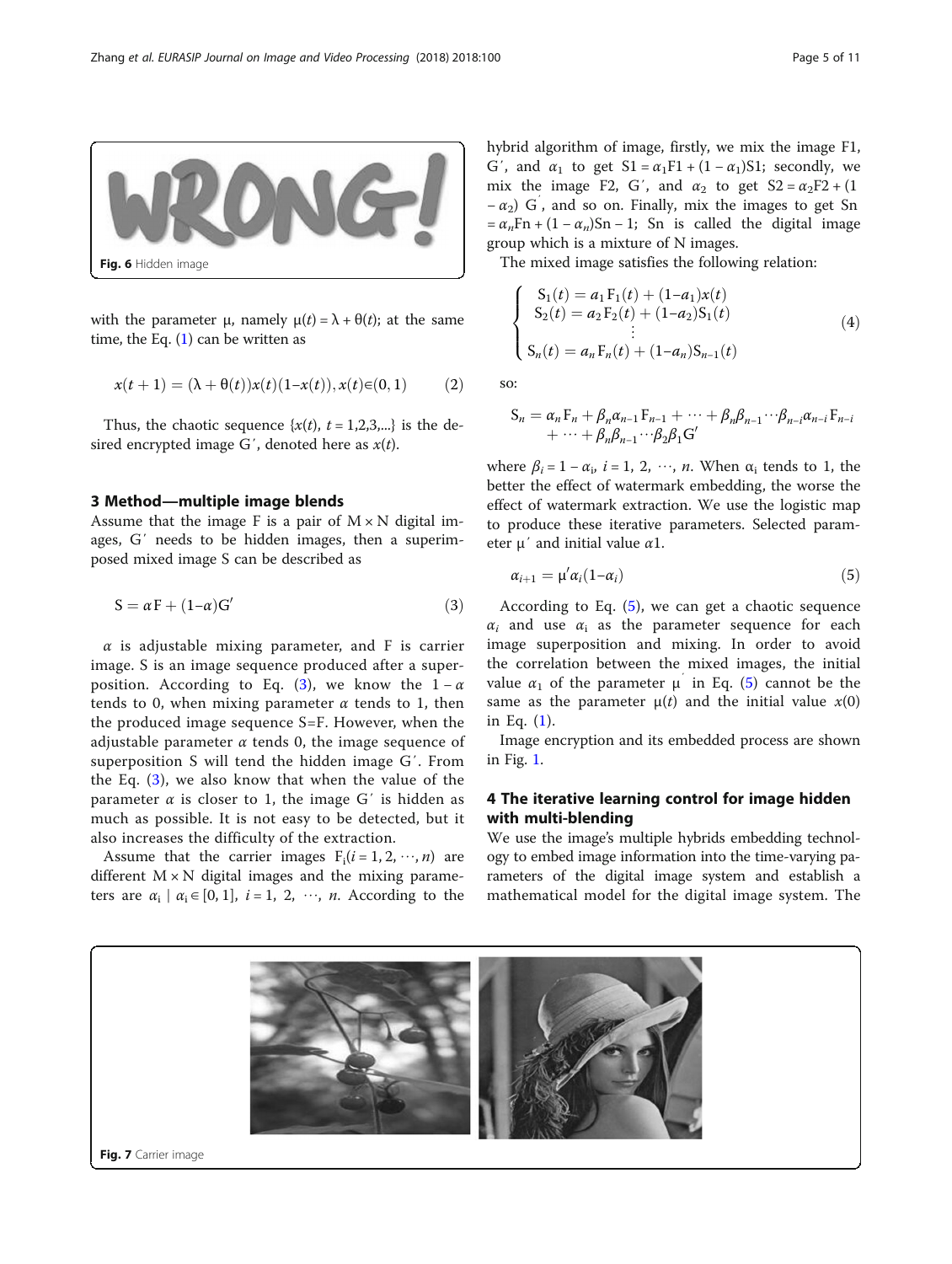Fig. 6 Hidden image

with the parameter μ, namely $\mu(t) = \lambda + \theta(t)$; at the same time, the Eq. (1) can be written as

$$x(t+1) = (\lambda + \theta(t))x(t)(1 - x(t)), x(t) \in (0,1) \tag{2}$$

Thus, the chaotic sequence $\{x(t), t = 1,2,3,...\}$ is the desired encrypted image G′, denoted here as $x(t)$.

## 3 Method—multiple image blends

Assume that the image F is a pair of M × N digital images, G′ needs to be hidden images, then a superimposed mixed image S can be described as

$$S = \alpha F + (1 - \alpha)G' \tag{3}$$

$\alpha$ is adjustable mixing parameter, and F is carrier image. S is an image sequence produced after a superposition. According to Eq. (3), we know the $1 - \alpha$ tends to 0, when mixing parameter $\alpha$ tends to 1, then the produced image sequence S=F. However, when the adjustable parameter $\alpha$ tends 0, the image sequence of superposition S will tend the hidden image G′. From the Eq. (3), we also know that when the value of the parameter $\alpha$ is closer to 1, the image G′ is hidden as much as possible. It is not easy to be detected, but it also increases the difficulty of the extraction.

Assume that the carrier images $F_i(i = 1, 2, \cdots, n)$ are different M × N digital images and the mixing parameters are $\alpha_i \mid \alpha_i \in [0, 1]$, $i = 1, 2, \cdots, n$. According to the hybrid algorithm of image, firstly, we mix the image F1, G′, and $\alpha_1$ to get $S1 = \alpha_1 F1 + (1 - \alpha_1)S1$; secondly, we mix the image F2, G′, and $\alpha_2$ to get $S2 = \alpha_2 F2 + (1 - \alpha_2)$ G′, and so on. Finally, mix the images to get $Sn = \alpha_n Fn + (1 - \alpha_n)Sn - 1$; Sn is called the digital image group which is a mixture of N images.

The mixed image satisfies the following relation:

$$\begin{cases} S_1(t) = a_1 F_1(t) + (1 - a_1)x(t) \\ S_2(t) = a_2 F_2(t) + (1 - a_2)S_1(t) \\ \vdots \\ S_n(t) = a_n F_n(t) + (1 - a_n)S_{n-1}(t) \end{cases} \tag{4}$$

so:

$$S_n = \alpha_n F_n + \beta_n \alpha_{n-1} F_{n-1} + \cdots + \beta_n \beta_{n-1} \cdots \beta_{n-i} \alpha_{n-i} F_{n-i} + \cdots + \beta_n \beta_{n-1} \cdots \beta_2 \beta_1 G'$$

where $\beta_i = 1 - \alpha_i$, $i = 1, 2, \cdots, n$. When $\alpha_i$ tends to 1, the better the effect of watermark embedding, the worse the effect of watermark extraction. We use the logistic map to produce these iterative parameters. Selected parameter μ′ and initial value $\alpha 1$.

$$\alpha_{i+1} = \mu' \alpha_i (1 - \alpha_i) \tag{5}$$

According to Eq. (5), we can get a chaotic sequence $\alpha_i$ and use $\alpha_i$ as the parameter sequence for each image superposition and mixing. In order to avoid the correlation between the mixed images, the initial value $\alpha_1$ of the parameter μ′ in Eq. (5) cannot be the same as the parameter $\mu(t)$ and the initial value $x(0)$ in Eq. (1).

Image encryption and its embedded process are shown in Fig. 1.

## 4 The iterative learning control for image hidden with multi-blending

We use the image's multiple hybrids embedding technology to embed image information into the time-varying parameters of the digital image system and establish a mathematical model for the digital image system. The

Fig. 7 Carrier image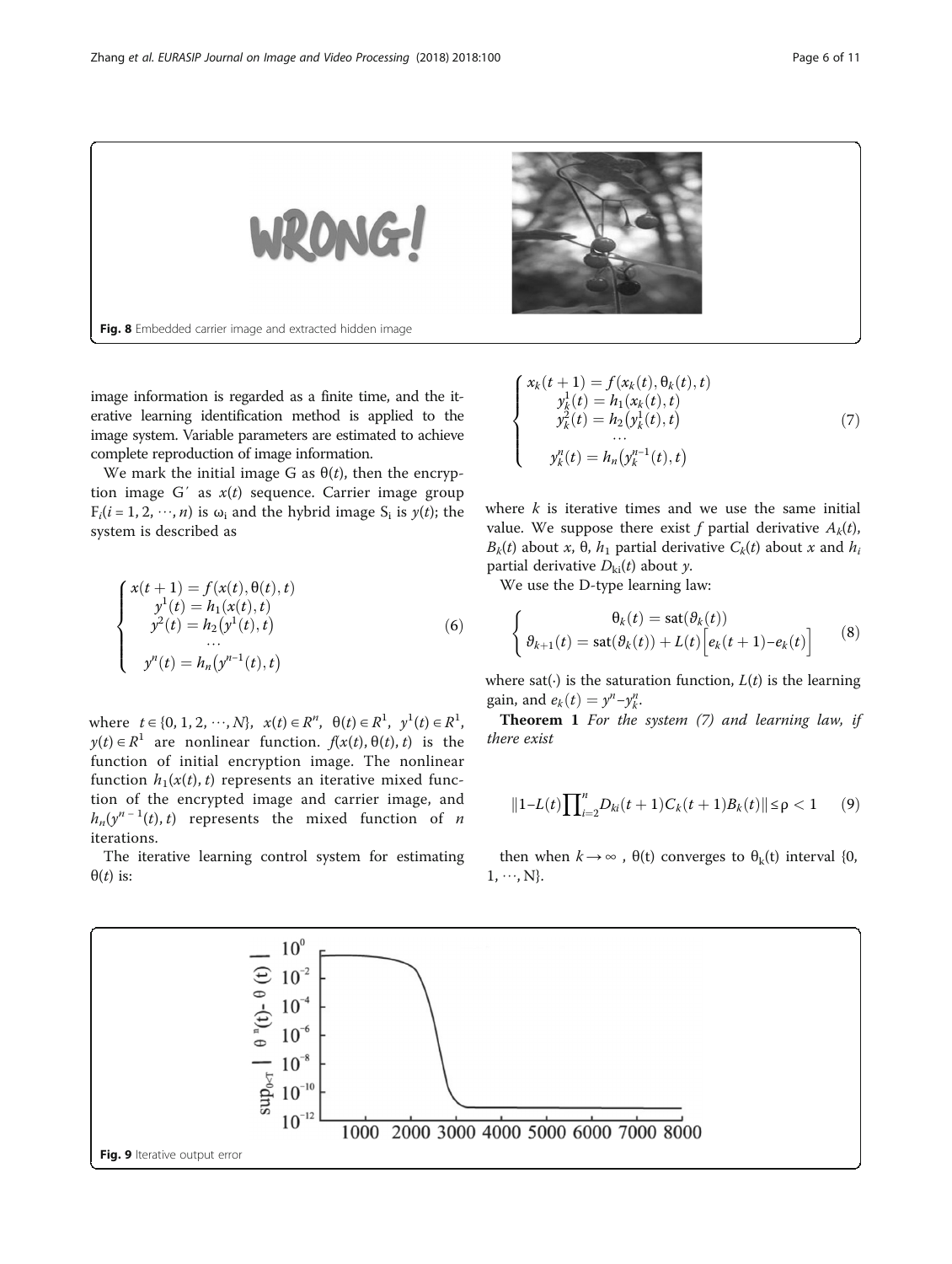Fig. 8 Embedded carrier image and extracted hidden image

image information is regarded as a finite time, and the iterative learning identification method is applied to the image system. Variable parameters are estimated to achieve complete reproduction of image information.

We mark the initial image G as $\theta(t)$, then the encryption image G′ as $x(t)$ sequence. Carrier image group $F_i (i = 1, 2, \cdots, n)$ is $\omega_i$ and the hybrid image $S_i$ is $y(t)$; the system is described as

$$\begin{cases} x(t+1) = f(x(t), \theta(t), t) \\ y^1(t) = h_1(x(t), t) \\ y^2(t) = h_2\left(y^1(t), t\right) \\ \cdots \\ y^n(t) = h_n\left(y^{n-1}(t), t\right) \end{cases} \tag{6}$$

where $t \in \{0, 1, 2, \cdots, N\}$, $x(t) \in R^n$, $\theta(t) \in R^1$, $y^1(t) \in R^1$, $y(t) \in R^1$ are nonlinear function. $f(x(t), \theta(t), t)$ is the function of initial encryption image. The nonlinear function $h_1(x(t), t)$ represents an iterative mixed function of the encrypted image and carrier image, and $h_n(y^{n-1}(t), t)$ represents the mixed function of $n$ iterations.

The iterative learning control system for estimating $\theta(t)$ is:

$$\begin{cases} x_k(t+1) = f(x_k(t), \theta_k(t), t) \\ y_k^1(t) = h_1(x_k(t), t) \\ y_k^2(t) = h_2\left(y_k^1(t), t\right) \\ \cdots \\ y_k^n(t) = h_n\left(y_k^{n-1}(t), t\right) \end{cases} \tag{7}$$

where $k$ is iterative times and we use the same initial value. We suppose there exist $f$ partial derivative $A_k(t)$, $B_k(t)$ about $x$, $\theta$, $h_1$ partial derivative $C_k(t)$ about $x$ and $h_i$ partial derivative $D_{ki}(t)$ about $y$.

We use the D-type learning law:

$$\begin{cases} \theta_k(t) = \text{sat}(\vartheta_k(t)) \\ \vartheta_{k+1}(t) = \text{sat}(\vartheta_k(t)) + L(t)\left[e_k(t+1) - e_k(t)\right] \end{cases} \tag{8}$$

where sat(·) is the saturation function, $L(t)$ is the learning gain, and $e_k(t) = y^n - y_k^n$.

**Theorem 1** *For the system (7) and learning law, if there exist*

$$\left\| 1 - L(t) \prod_{i=2}^{n} D_{ki}(t+1) C_k(t+1) B_k(t) \right\| \leq \rho < 1 \tag{9}$$

then when $k \to \infty$, $\theta(t)$ converges to $\theta_k(t)$ interval $\{0, 1, \cdots, N\}$.

Fig. 9 Iterative output error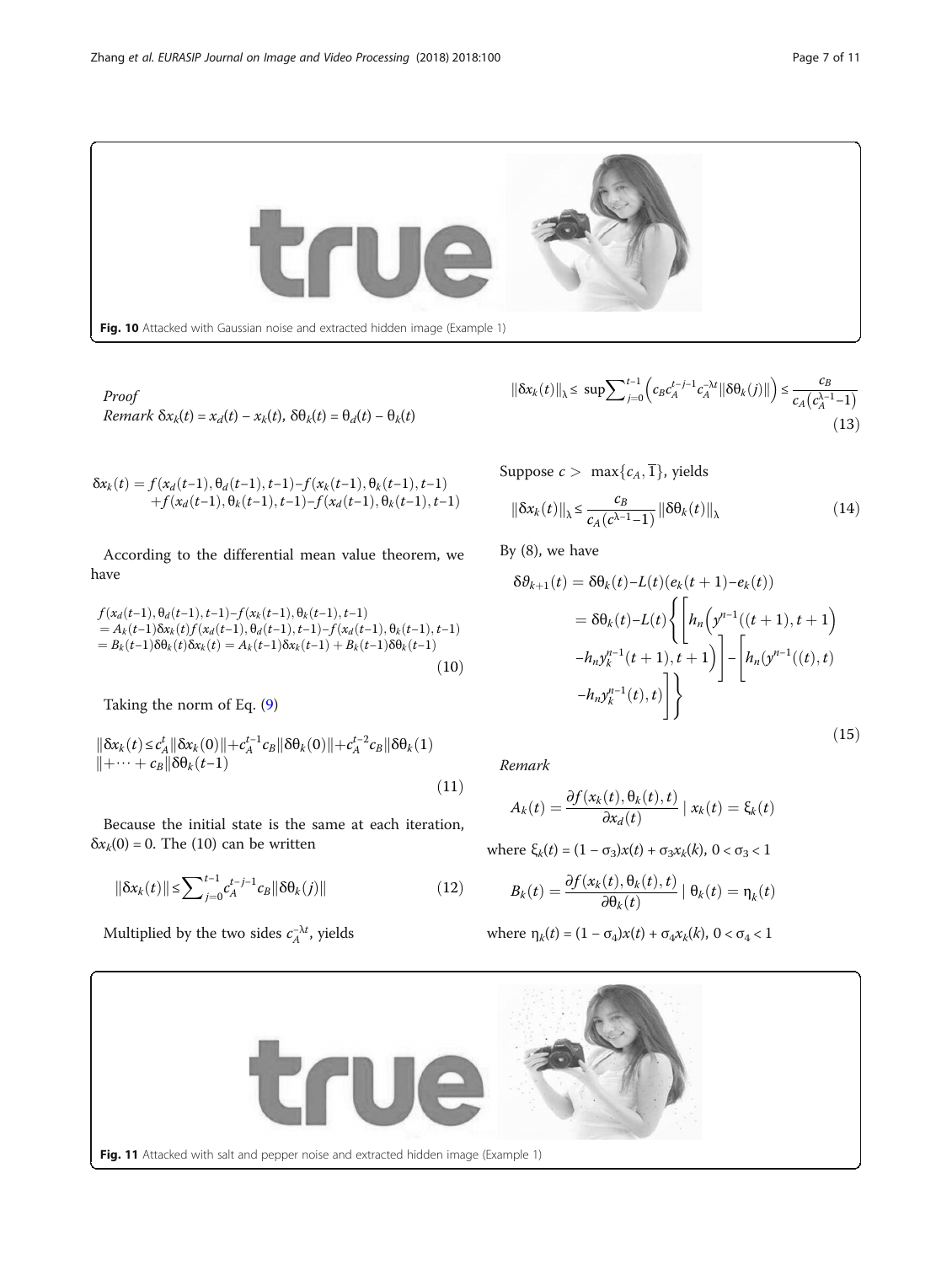Fig. 10 Attacked with Gaussian noise and extracted hidden image (Example 1)

*Proof*

*Remark* $\delta x_k(t) = x_d(t) - x_k(t)$, $\delta\theta_k(t) = \theta_d(t) - \theta_k(t)$

$$\begin{aligned}\delta x_k(t) &= f(x_d(t{-}1), \theta_d(t{-}1), t{-}1) - f(x_k(t{-}1), \theta_k(t{-}1), t{-}1) \\ &\quad + f(x_d(t{-}1), \theta_k(t{-}1), t{-}1) - f(x_d(t{-}1), \theta_k(t{-}1), t{-}1)\end{aligned}$$

According to the differential mean value theorem, we have

$$\begin{aligned}&f(x_d(t{-}1), \theta_d(t{-}1), t{-}1) - f(x_k(t{-}1), \theta_k(t{-}1), t{-}1) \\ &= A_k(t{-}1)\delta x_k(t) f(x_d(t{-}1), \theta_d(t{-}1), t{-}1) - f(x_d(t{-}1), \theta_k(t{-}1), t{-}1) \\ &= B_k(t{-}1)\delta\theta_k(t)\delta x_k(t) = A_k(t{-}1)\delta x_k(t{-}1) + B_k(t{-}1)\delta\theta_k(t{-}1)\end{aligned} \tag{10}$$

Taking the norm of Eq. (9)

$$\begin{aligned}&\|\delta x_k(t) \le c_A^t \|\delta x_k(0)\| + c_A^{t-1} c_B \|\delta\theta_k(0)\| + c_A^{t-2} c_B \|\delta\theta_k(1) \\ &\| + \cdots + c_B \|\delta\theta_k(t{-}1)\end{aligned} \tag{11}$$

Because the initial state is the same at each iteration, $\delta x_k(0) = 0$. The (10) can be written

$$\|\delta x_k(t)\| \le \sum_{j=0}^{t-1} c_A^{t-j-1} c_B \|\delta\theta_k(j)\| \tag{12}$$

Multiplied by the two sides $c_A^{-\lambda t}$, yields

$$\|\delta x_k(t)\|_\lambda \le \sup \sum_{j=0}^{t-1} \left( c_B c_A^{t-j-1} c_A^{-\lambda t} \|\delta\theta_k(j)\| \right) \le \frac{c_B}{c_A \left( c_A^{\lambda-1} - 1 \right)} \tag{13}$$

Suppose $c > \max\{c_A, \overline{1}\}$, yields

$$\|\delta x_k(t)\|_\lambda \le \frac{c_B}{c_A (c^{\lambda-1} - 1)} \|\delta\theta_k(t)\|_\lambda \tag{14}$$

By (8), we have

$$\begin{aligned}\delta\vartheta_{k+1}(t) &= \delta\theta_k(t) - L(t)(e_k(t+1) - e_k(t)) \\ &= \delta\theta_k(t) - L(t)\left\{ \left[ h_n\left( y^{n-1}((t+1), t+1 \right) \right.\right. \\ &\quad \left. - h_n y_k^{n-1}(t+1), t+1 \right) \Big] - \left[ h_n(y^{n-1}((t), t) \right. \\ &\quad \left.\left. - h_n y_k^{n-1}(t), t) \right] \right\}\end{aligned} \tag{15}$$

*Remark*

$$A_k(t) = \frac{\partial f(x_k(t), \theta_k(t), t)}{\partial x_d(t)} \mid x_k(t) = \xi_k(t)$$

where $\xi_k(t) = (1 - \sigma_3)x(t) + \sigma_3 x_k(k)$, $0 < \sigma_3 < 1$

$$B_k(t) = \frac{\partial f(x_k(t), \theta_k(t), t)}{\partial \theta_k(t)} \mid \theta_k(t) = \eta_k(t)$$

where $\eta_k(t) = (1 - \sigma_4)x(t) + \sigma_4 x_k(k)$, $0 < \sigma_4 < 1$

Fig. 11 Attacked with salt and pepper noise and extracted hidden image (Example 1)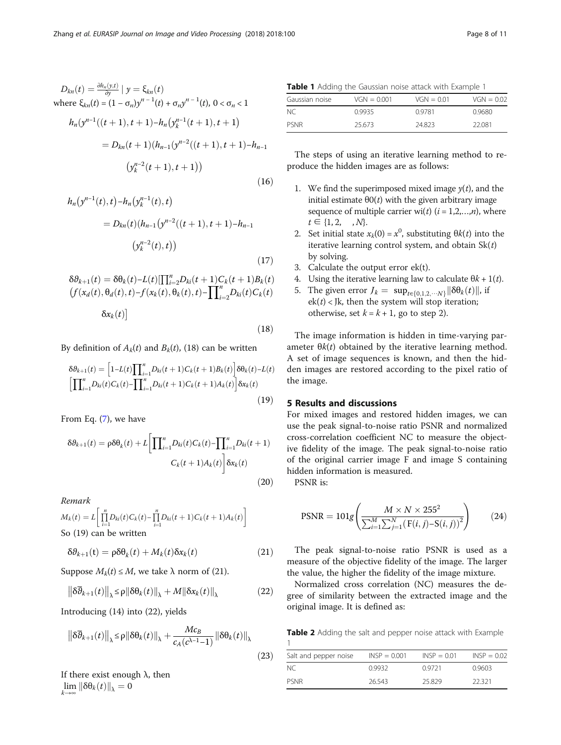$D_{kn}(t) = \frac{\partial h_n(y,t)}{\partial y} \mid y = \xi_{kn}(t)$

where $\xi_{kn}(t) = (1 - \sigma_n)y^{n-1}(t) + \sigma_n y^{n-1}(t)$, $0 < \sigma_n < 1$

$$h_n(y^{n-1}((t+1), t+1) - h_n\left(y_k^{n-1}(t+1), t+1\right)$$
$$= D_{kn}(t+1)(h_{n-1}(y^{n-2}((t+1), t+1) - h_{n-1}\left(y_k^{n-2}(t+1), t+1\right)) \tag{16}$$

$$h_n\left(y^{n-1}(t), t\right) - h_n\left(y_k^{n-1}(t), t\right)$$
$$= D_{kn}(t)(h_{n-1}\left(y^{n-2}((t+1), t+1) - h_{n-1}\left(y_k^{n-2}(t), t\right)\right) \tag{17}$$

$$\delta\vartheta_{k+1}(t) = \delta\theta_k(t) - L(t)\left[\prod_{i=2}^{n} D_{ki}(t+1)C_k(t+1)B_k(t)\left(f(x_d(t), \theta_d(t), t) - f(x_k(t), \theta_k(t), t) - \prod_{i=2}^{n} D_{ki}(t)C_k(t)\delta x_k(t)\right]\right. \tag{18}$$

By definition of $A_k(t)$ and $B_k(t)$, (18) can be written

$$\delta\vartheta_{k+1}(t) = \left[1 - L(t)\prod_{i=1}^{n} D_{ki}(t+1)C_k(t+1)B_k(t)\right]\delta\theta_k(t) - L(t)\left[\prod_{i=1}^{n} D_{ki}(t)C_k(t) - \prod_{i=1}^{n} D_{ki}(t+1)C_k(t+1)A_k(t)\right]\delta x_k(t) \tag{19}$$

From Eq. (7), we have

$$\delta\vartheta_{k+1}(t) = \rho\delta\theta_k(t) + L\left[\prod_{i=1}^{n} D_{ki}(t)C_k(t) - \prod_{i=1}^{n} D_{ki}(t+1)C_k(t+1)A_k(t)\right]\delta x_k(t) \tag{20}$$

*Remark*

$M_k(t) = L\left[\prod_{i=1}^{n} D_{ki}(t)C_k(t) - \prod_{i=1}^{n} D_{ki}(t+1)C_k(t+1)A_k(t)\right]$

So (19) can be written

$$\delta\vartheta_{k+1}(\mathrm{t}) = \rho\delta\theta_k(t) + M_k(t)\delta x_k(t) \tag{21}$$

Suppose $M_k(t) \leq M$, we take λ norm of (21).

$$\left\|\delta\overline{\vartheta}_{k+1}(t)\right\|_\lambda \leq \rho\|\delta\theta_k(t)\|_\lambda + M\|\delta x_k(t)\|_\lambda \tag{22}$$

Introducing (14) into (22), yields

$$\left\|\delta\overline{\vartheta}_{k+1}(t)\right\|_\lambda \leq \rho\|\delta\theta_k(t)\|_\lambda + \frac{Mc_B}{c_A(c^{\lambda-1}-1)}\|\delta\theta_k(t)\|_\lambda \tag{23}$$

If there exist enough λ, then
$\lim_{k\to\infty}\|\delta\theta_k(t)\|_\lambda = 0$

**Table 1** Adding the Gaussian noise attack with Example 1

| Gaussian noise | VGN = 0.001 | VGN = 0.01 | VGN = 0.02 |
|---|---|---|---|
| NC | 0.9935 | 0.9781 | 0.9680 |
| PSNR | 25.673 | 24.823 | 22.081 |

The steps of using an iterative learning method to reproduce the hidden images are as follows:

1. We find the superimposed mixed image $y(t)$, and the initial estimate $\theta 0(t)$ with the given arbitrary image sequence of multiple carrier $wi(t)$ $(i = 1,2,\ldots,n)$, where $t \in \{1, 2, \quad, N\}$.
2. Set initial state $x_k(0) = x^0$, substituting $\theta k(t)$ into the iterative learning control system, and obtain $Sk(t)$ by solving.
3. Calculate the output error $ek(t)$.
4. Using the iterative learning law to calculate $\theta k + 1(t)$.
5. The given error $J_k = \sup_{t\in\{0,1,2,\cdots N\}}\|\delta\theta_k(t)\|$, if $ek(t) < Jk$, then the system will stop iteration; otherwise, set $k = k + 1$, go to step 2).

The image information is hidden in time-varying parameter $\theta k(t)$ obtained by the iterative learning method. A set of image sequences is known, and then the hidden images are restored according to the pixel ratio of the image.

## 5 Results and discussions

For mixed images and restored hidden images, we can use the peak signal-to-noise ratio PSNR and normalized cross-correlation coefficient NC to measure the objective fidelity of the image. The peak signal-to-noise ratio of the original carrier image F and image S containing hidden information is measured.

PSNR is:

$$\mathrm{PSNR} = 101g\left(\frac{M \times N \times 255^2}{\sum_{i=1}^{M}\sum_{j=1}^{N}(\mathrm{F}(i,j) - \mathrm{S}(i,j))^2}\right) \tag{24}$$

The peak signal-to-noise ratio PSNR is used as a measure of the objective fidelity of the image. The larger the value, the higher the fidelity of the image mixture.

Normalized cross correlation (NC) measures the degree of similarity between the extracted image and the original image. It is defined as:

**Table 2** Adding the salt and pepper noise attack with Example 1

| Salt and pepper noise | INSP = 0.001 | INSP = 0.01 | INSP = 0.02 |
|---|---|---|---|
| NC | 0.9932 | 0.9721 | 0.9603 |
| PSNR | 26.543 | 25.829 | 22.321 |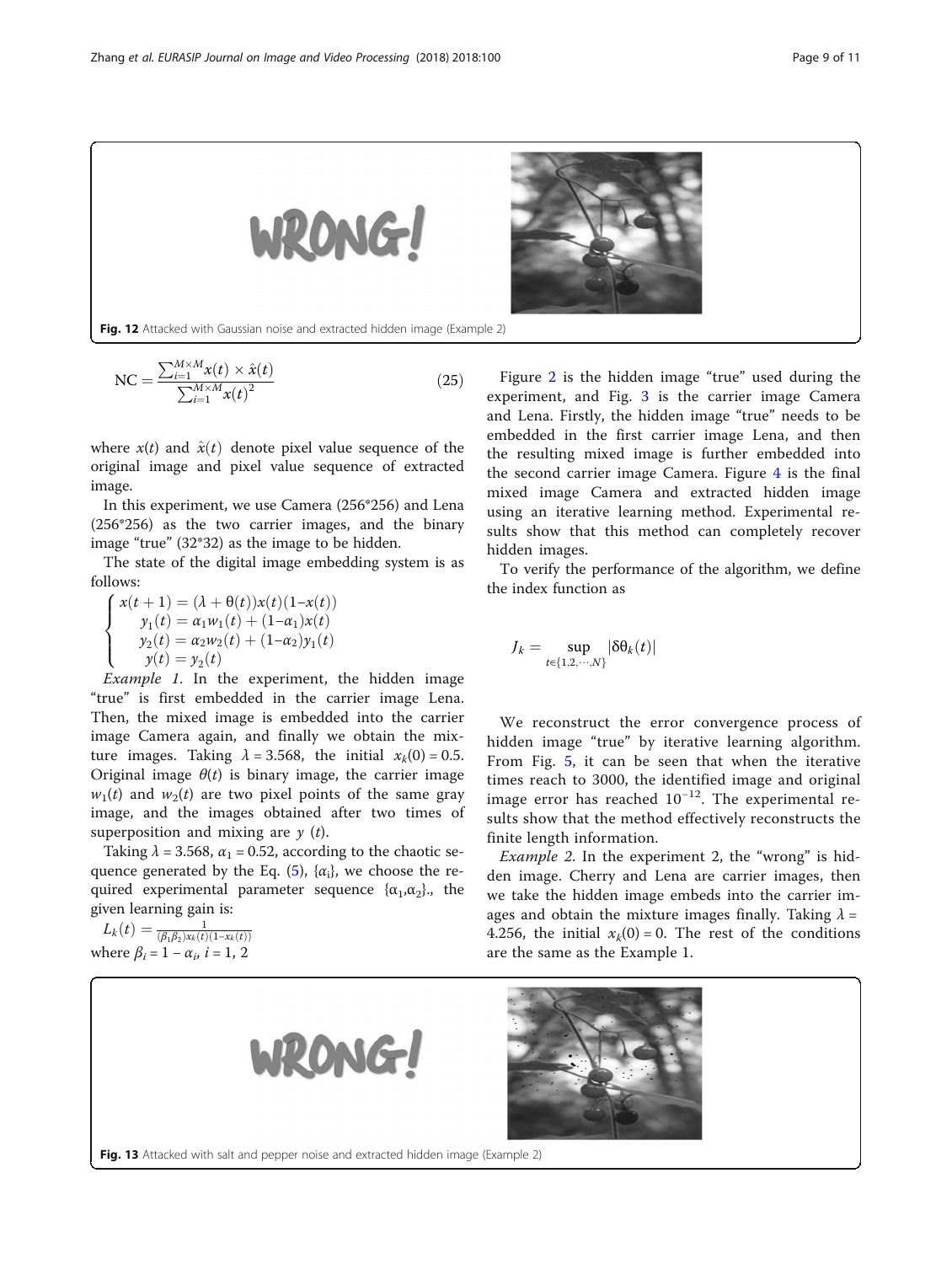Fig. 12 Attacked with Gaussian noise and extracted hidden image (Example 2)

$$\mathrm{NC} = \frac{\sum_{i=1}^{M \times M} x(t) \times \hat{x}(t)}{\sum_{i=1}^{M \times M} x(t)^2} \tag{25}$$

where $x(t)$ and $\hat{x}(t)$ denote pixel value sequence of the original image and pixel value sequence of extracted image.

In this experiment, we use Camera (256*256) and Lena (256*256) as the two carrier images, and the binary image "true" (32*32) as the image to be hidden.

The state of the digital image embedding system is as follows:

$$\begin{cases} x(t+1) = (\lambda + \theta(t))x(t)(1 - x(t)) \\ y_1(t) = \alpha_1 w_1(t) + (1 - \alpha_1)x(t) \\ y_2(t) = \alpha_2 w_2(t) + (1 - \alpha_2)y_1(t) \\ y(t) = y_2(t) \end{cases}$$

*Example 1.* In the experiment, the hidden image "true" is first embedded in the carrier image Lena. Then, the mixed image is embedded into the carrier image Camera again, and finally we obtain the mixture images. Taking $\lambda = 3.568$, the initial $x_k(0) = 0.5$. Original image $\theta(t)$ is binary image, the carrier image $w_1(t)$ and $w_2(t)$ are two pixel points of the same gray image, and the images obtained after two times of superposition and mixing are $y$ $(t)$.

Taking $\lambda = 3.568$, $\alpha_1 = 0.52$, according to the chaotic sequence generated by the Eq. (5), $\{\alpha_i\}$, we choose the required experimental parameter sequence $\{\alpha_1,\alpha_2\}$., the given learning gain is:

$L_k(t) = \frac{1}{(\beta_1 \beta_2) x_k(t)(1 - x_k(t))}$
where $\beta_i = 1 - \alpha_i$, $i = 1, 2$

Figure 2 is the hidden image "true" used during the experiment, and Fig. 3 is the carrier image Camera and Lena. Firstly, the hidden image "true" needs to be embedded in the first carrier image Lena, and then the resulting mixed image is further embedded into the second carrier image Camera. Figure 4 is the final mixed image Camera and extracted hidden image using an iterative learning method. Experimental results show that this method can completely recover hidden images.

To verify the performance of the algorithm, we define the index function as

$$J_k = \sup_{t \in \{1,2,\cdots,N\}} |\delta\theta_k(t)|$$

We reconstruct the error convergence process of hidden image "true" by iterative learning algorithm. From Fig. 5, it can be seen that when the iterative times reach to 3000, the identified image and original image error has reached $10^{-12}$. The experimental results show that the method effectively reconstructs the finite length information.

*Example 2.* In the experiment 2, the "wrong" is hidden image. Cherry and Lena are carrier images, then we take the hidden image embeds into the carrier images and obtain the mixture images finally. Taking $\lambda = 4.256$, the initial $x_k(0) = 0$. The rest of the conditions are the same as the Example 1.

Fig. 13 Attacked with salt and pepper noise and extracted hidden image (Example 2)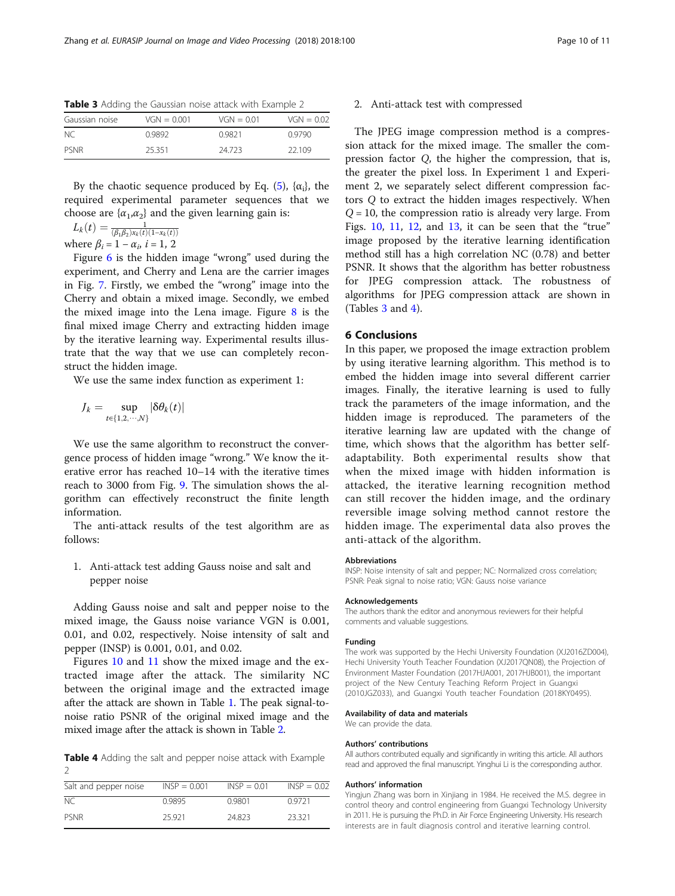**Table 3** Adding the Gaussian noise attack with Example 2

| Gaussian noise | VGN = 0.001 | VGN = 0.01 | VGN = 0.02 |
|---|---|---|---|
| NC | 0.9892 | 0.9821 | 0.9790 |
| PSNR | 25.351 | 24.723 | 22.109 |

By the chaotic sequence produced by Eq. (5), {$\alpha_i$}, the required experimental parameter sequences that we choose are {$\alpha_1$,$\alpha_2$} and the given learning gain is:

$$L_k(t) = \frac{1}{(\beta_1\beta_2)x_k(t)(1-x_k(t))}$$

where $\beta_i = 1 - \alpha_i$, $i = 1, 2$

Figure 6 is the hidden image "wrong" used during the experiment, and Cherry and Lena are the carrier images in Fig. 7. Firstly, we embed the "wrong" image into the Cherry and obtain a mixed image. Secondly, we embed the mixed image into the Lena image. Figure 8 is the final mixed image Cherry and extracting hidden image by the iterative learning way. Experimental results illustrate that the way that we use can completely reconstruct the hidden image.

We use the same index function as experiment 1:

$$J_k = \sup_{t\in\{1,2,\cdots,N\}} |\delta\theta_k(t)|$$

We use the same algorithm to reconstruct the convergence process of hidden image "wrong." We know the iterative error has reached 10–14 with the iterative times reach to 3000 from Fig. 9. The simulation shows the algorithm can effectively reconstruct the finite length information.

The anti-attack results of the test algorithm are as follows:

1. Anti-attack test adding Gauss noise and salt and pepper noise

Adding Gauss noise and salt and pepper noise to the mixed image, the Gauss noise variance VGN is 0.001, 0.01, and 0.02, respectively. Noise intensity of salt and pepper (INSP) is 0.001, 0.01, and 0.02.

Figures 10 and 11 show the mixed image and the extracted image after the attack. The similarity NC between the original image and the extracted image after the attack are shown in Table 1. The peak signal-to-noise ratio PSNR of the original mixed image and the mixed image after the attack is shown in Table 2.

**Table 4** Adding the salt and pepper noise attack with Example 2

| Salt and pepper noise | INSP = 0.001 | INSP = 0.01 | INSP = 0.02 |
|---|---|---|---|
| NC | 0.9895 | 0.9801 | 0.9721 |
| PSNR | 25.921 | 24.823 | 23.321 |

2. Anti-attack test with compressed

The JPEG image compression method is a compression attack for the mixed image. The smaller the compression factor $Q$, the higher the compression, that is, the greater the pixel loss. In Experiment 1 and Experiment 2, we separately select different compression factors $Q$ to extract the hidden images respectively. When $Q = 10$, the compression ratio is already very large. From Figs. 10, 11, 12, and 13, it can be seen that the "true" image proposed by the iterative learning identification method still has a high correlation NC (0.78) and better PSNR. It shows that the algorithm has better robustness for JPEG compression attack. The robustness of algorithms for JPEG compression attack are shown in (Tables 3 and 4).

## 6 Conclusions

In this paper, we proposed the image extraction problem by using iterative learning algorithm. This method is to embed the hidden image into several different carrier images. Finally, the iterative learning is used to fully track the parameters of the image information, and the hidden image is reproduced. The parameters of the iterative learning law are updated with the change of time, which shows that the algorithm has better self-adaptability. Both experimental results show that when the mixed image with hidden information is attacked, the iterative learning recognition method can still recover the hidden image, and the ordinary reversible image solving method cannot restore the hidden image. The experimental data also proves the anti-attack of the algorithm.

### Abbreviations

INSP: Noise intensity of salt and pepper; NC: Normalized cross correlation; PSNR: Peak signal to noise ratio; VGN: Gauss noise variance

### Acknowledgements

The authors thank the editor and anonymous reviewers for their helpful comments and valuable suggestions.

### Funding

The work was supported by the Hechi University Foundation (XJ2016ZD004), Hechi University Youth Teacher Foundation (XJ2017QN08), the Projection of Environment Master Foundation (2017HJA001, 2017HJB001), the important project of the New Century Teaching Reform Project in Guangxi (2010JGZ033), and Guangxi Youth teacher Foundation (2018KY0495).

### Availability of data and materials

We can provide the data.

### Authors' contributions

All authors contributed equally and significantly in writing this article. All authors read and approved the final manuscript. Yinghui Li is the corresponding author.

### Authors' information

Yingjun Zhang was born in Xinjiang in 1984. He received the M.S. degree in control theory and control engineering from Guangxi Technology University in 2011. He is pursuing the Ph.D. in Air Force Engineering University. His research interests are in fault diagnosis control and iterative learning control.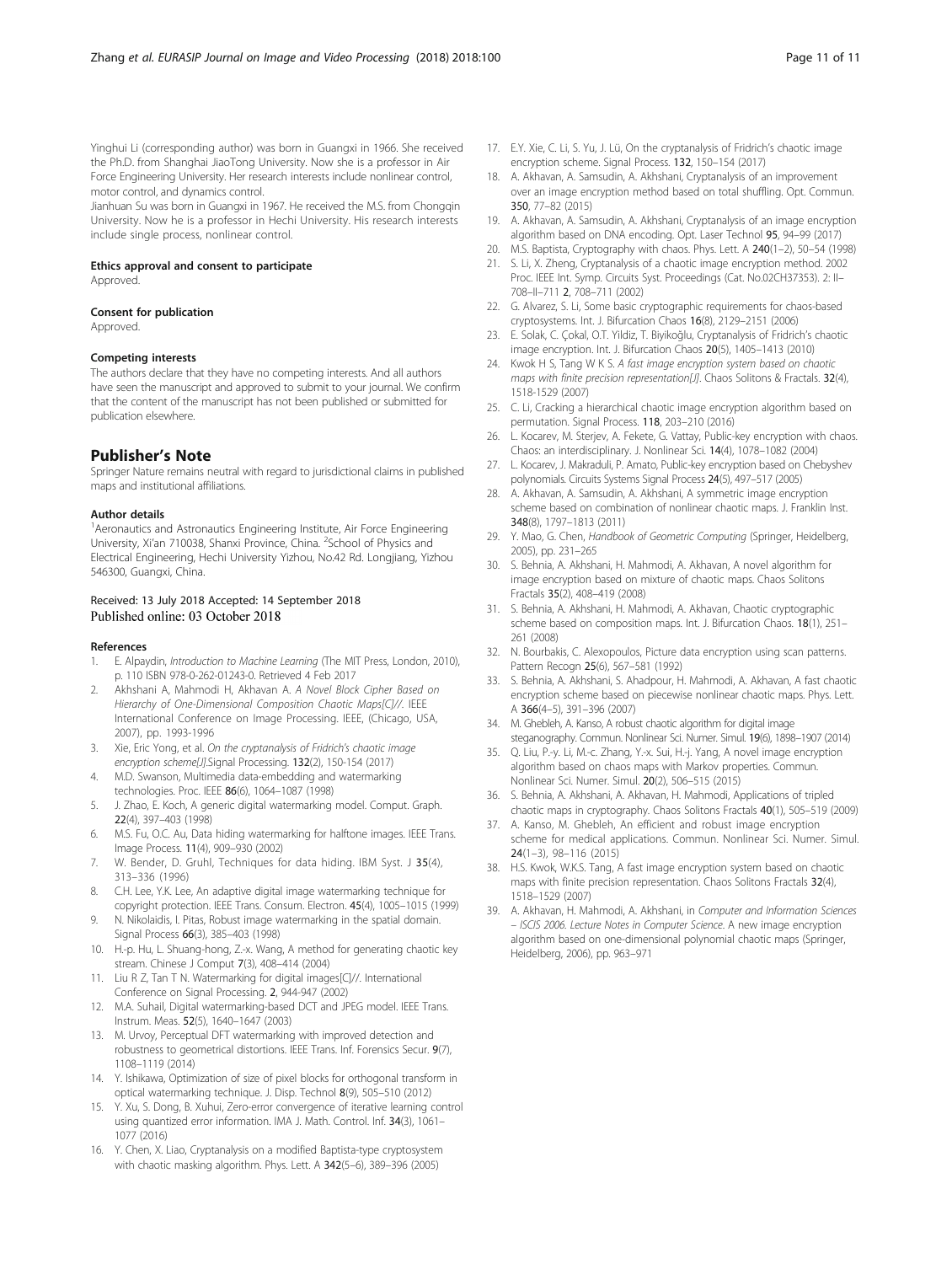Yinghui Li (corresponding author) was born in Guangxi in 1966. She received the Ph.D. from Shanghai JiaoTong University. Now she is a professor in Air Force Engineering University. Her research interests include nonlinear control, motor control, and dynamics control.

Jianhuan Su was born in Guangxi in 1967. He received the M.S. from Chongqin University. Now he is a professor in Hechi University. His research interests include single process, nonlinear control.

#### Ethics approval and consent to participate

Approved.

#### Consent for publication

Approved.

#### Competing interests

The authors declare that they have no competing interests. And all authors have seen the manuscript and approved to submit to your journal. We confirm that the content of the manuscript has not been published or submitted for publication elsewhere.

## Publisher's Note

Springer Nature remains neutral with regard to jurisdictional claims in published maps and institutional affiliations.

#### Author details

[1]Aeronautics and Astronautics Engineering Institute, Air Force Engineering University, Xi'an 710038, Shanxi Province, China. [2]School of Physics and Electrical Engineering, Hechi University Yizhou, No.42 Rd. Longjiang, Yizhou 546300, Guangxi, China.

Received: 13 July 2018 Accepted: 14 September 2018
Published online: 03 October 2018

#### References

1. E. Alpaydin, *Introduction to Machine Learning* (The MIT Press, London, 2010), p. 110 ISBN 978-0-262-01243-0. Retrieved 4 Feb 2017
2. Akhshani A, Mahmodi H, Akhavan A. *A Novel Block Cipher Based on Hierarchy of One-Dimensional Composition Chaotic Maps[C]//*. IEEE International Conference on Image Processing. IEEE, (Chicago, USA, 2007), pp. 1993-1996
3. Xie, Eric Yong, et al. *On the cryptanalysis of Fridrich's chaotic image encryption scheme[J]*.Signal Processing. **132**(2), 150-154 (2017)
4. M.D. Swanson, Multimedia data-embedding and watermarking technologies. Proc. IEEE **86**(6), 1064–1087 (1998)
5. J. Zhao, E. Koch, A generic digital watermarking model. Comput. Graph. **22**(4), 397–403 (1998)
6. M.S. Fu, O.C. Au, Data hiding watermarking for halftone images. IEEE Trans. Image Process. **11**(4), 909–930 (2002)
7. W. Bender, D. Gruhl, Techniques for data hiding. IBM Syst. J **35**(4), 313–336 (1996)
8. C.H. Lee, Y.K. Lee, An adaptive digital image watermarking technique for copyright protection. IEEE Trans. Consum. Electron. **45**(4), 1005–1015 (1999)
9. N. Nikolaidis, I. Pitas, Robust image watermarking in the spatial domain. Signal Process **66**(3), 385–403 (1998)
10. H.-p. Hu, L. Shuang-hong, Z.-x. Wang, A method for generating chaotic key stream. Chinese J Comput **7**(3), 408–414 (2004)
11. Liu R Z, Tan T N. Watermarking for digital images[C]//. International Conference on Signal Processing. **2**, 944-947 (2002)
12. M.A. Suhail, Digital watermarking-based DCT and JPEG model. IEEE Trans. Instrum. Meas. **52**(5), 1640–1647 (2003)
13. M. Urvoy, Perceptual DFT watermarking with improved detection and robustness to geometrical distortions. IEEE Trans. Inf. Forensics Secur. **9**(7), 1108–1119 (2014)
14. Y. Ishikawa, Optimization of size of pixel blocks for orthogonal transform in optical watermarking technique. J. Disp. Technol **8**(9), 505–510 (2012)
15. Y. Xu, S. Dong, B. Xuhui, Zero-error convergence of iterative learning control using quantized error information. IMA J. Math. Control. Inf. **34**(3), 1061–1077 (2016)
16. Y. Chen, X. Liao, Cryptanalysis on a modified Baptista-type cryptosystem with chaotic masking algorithm. Phys. Lett. A **342**(5–6), 389–396 (2005)
17. E.Y. Xie, C. Li, S. Yu, J. Lü, On the cryptanalysis of Fridrich's chaotic image encryption scheme. Signal Process. **132**, 150–154 (2017)
18. A. Akhavan, A. Samsudin, A. Akhshani, Cryptanalysis of an improvement over an image encryption method based on total shuffling. Opt. Commun. **350**, 77–82 (2015)
19. A. Akhavan, A. Samsudin, A. Akhshani, Cryptanalysis of an image encryption algorithm based on DNA encoding. Opt. Laser Technol **95**, 94–99 (2017)
20. M.S. Baptista, Cryptography with chaos. Phys. Lett. A **240**(1–2), 50–54 (1998)
21. S. Li, X. Zheng, Cryptanalysis of a chaotic image encryption method. 2002 Proc. IEEE Int. Symp. Circuits Syst. Proceedings (Cat. No.02CH37353). 2: II–708–II–711 **2**, 708–711 (2002)
22. G. Alvarez, S. Li, Some basic cryptographic requirements for chaos-based cryptosystems. Int. J. Bifurcation Chaos **16**(8), 2129–2151 (2006)
23. E. Solak, C. Çokal, O.T. Yildiz, T. Biyikoğlu, Cryptanalysis of Fridrich's chaotic image encryption. Int. J. Bifurcation Chaos **20**(5), 1405–1413 (2010)
24. Kwok H S, Tang W K S. *A fast image encryption system based on chaotic maps with finite precision representation[J]*. Chaos Solitons & Fractals. **32**(4), 1518-1529 (2007)
25. C. Li, Cracking a hierarchical chaotic image encryption algorithm based on permutation. Signal Process. **118**, 203–210 (2016)
26. L. Kocarev, M. Sterjev, A. Fekete, G. Vattay, Public-key encryption with chaos. Chaos: an interdisciplinary. J. Nonlinear Sci. **14**(4), 1078–1082 (2004)
27. L. Kocarev, J. Makraduli, P. Amato, Public-key encryption based on Chebyshev polynomials. Circuits Systems Signal Process **24**(5), 497–517 (2005)
28. A. Akhavan, A. Samsudin, A. Akhshani, A symmetric image encryption scheme based on combination of nonlinear chaotic maps. J. Franklin Inst. **348**(8), 1797–1813 (2011)
29. Y. Mao, G. Chen, *Handbook of Geometric Computing* (Springer, Heidelberg, 2005), pp. 231–265
30. S. Behnia, A. Akhshani, H. Mahmodi, A. Akhavan, A novel algorithm for image encryption based on mixture of chaotic maps. Chaos Solitons Fractals **35**(2), 408–419 (2008)
31. S. Behnia, A. Akhshani, H. Mahmodi, A. Akhavan, Chaotic cryptographic scheme based on composition maps. Int. J. Bifurcation Chaos. **18**(1), 251–261 (2008)
32. N. Bourbakis, C. Alexopoulos, Picture data encryption using scan patterns. Pattern Recogn **25**(6), 567–581 (1992)
33. S. Behnia, A. Akhshani, S. Ahadpour, H. Mahmodi, A. Akhavan, A fast chaotic encryption scheme based on piecewise nonlinear chaotic maps. Phys. Lett. A **366**(4–5), 391–396 (2007)
34. M. Ghebleh, A. Kanso, A robust chaotic algorithm for digital image steganography. Commun. Nonlinear Sci. Numer. Simul. **19**(6), 1898–1907 (2014)
35. Q. Liu, P.-y. Li, M.-c. Zhang, Y.-x. Sui, H.-j. Yang, A novel image encryption algorithm based on chaos maps with Markov properties. Commun. Nonlinear Sci. Numer. Simul. **20**(2), 506–515 (2015)
36. S. Behnia, A. Akhshani, A. Akhavan, H. Mahmodi, Applications of tripled chaotic maps in cryptography. Chaos Solitons Fractals **40**(1), 505–519 (2009)
37. A. Kanso, M. Ghebleh, An efficient and robust image encryption scheme for medical applications. Commun. Nonlinear Sci. Numer. Simul. **24**(1–3), 98–116 (2015)
38. H.S. Kwok, W.K.S. Tang, A fast image encryption system based on chaotic maps with finite precision representation. Chaos Solitons Fractals **32**(4), 1518–1529 (2007)
39. A. Akhavan, H. Mahmodi, A. Akhshani, in *Computer and Information Sciences – ISCIS 2006. Lecture Notes in Computer Science*. A new image encryption algorithm based on one-dimensional polynomial chaotic maps (Springer, Heidelberg, 2006), pp. 963–971